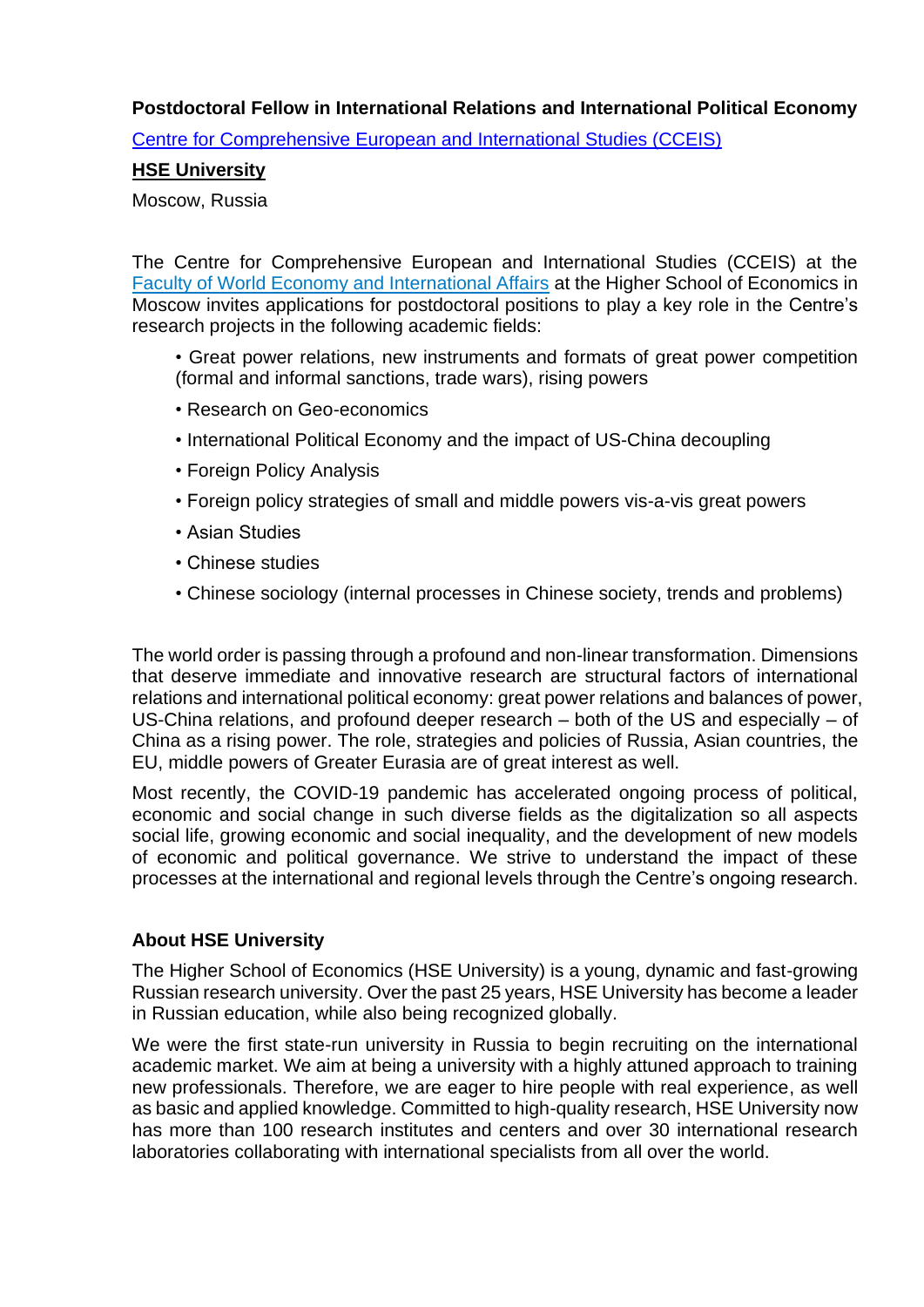**Postdoctoral Fellow in International Relations and International Political Economy**

[Centre for Comprehensive European and International Studies (CCEIS)](#)

**[HSE University](#)**

Moscow, Russia

The Centre for Comprehensive European and International Studies (CCEIS) at the [Faculty of World Economy and International Affairs](#) at the Higher School of Economics in Moscow invites applications for postdoctoral positions to play a key role in the Centre's research projects in the following academic fields:

- Great power relations, new instruments and formats of great power competition (formal and informal sanctions, trade wars), rising powers
- Research on Geo-economics
- International Political Economy and the impact of US-China decoupling
- Foreign Policy Analysis
- Foreign policy strategies of small and middle powers vis-a-vis great powers
- Asian Studies
- Chinese studies
- Chinese sociology (internal processes in Chinese society, trends and problems)

The world order is passing through a profound and non-linear transformation. Dimensions that deserve immediate and innovative research are structural factors of international relations and international political economy: great power relations and balances of power, US-China relations, and profound deeper research – both of the US and especially – of China as a rising power. The role, strategies and policies of Russia, Asian countries, the EU, middle powers of Greater Eurasia are of great interest as well.

Most recently, the COVID-19 pandemic has accelerated ongoing process of political, economic and social change in such diverse fields as the digitalization so all aspects social life, growing economic and social inequality, and the development of new models of economic and political governance. We strive to understand the impact of these processes at the international and regional levels through the Centre's ongoing research.

**About HSE University**

The Higher School of Economics (HSE University) is a young, dynamic and fast-growing Russian research university. Over the past 25 years, HSE University has become a leader in Russian education, while also being recognized globally.

We were the first state-run university in Russia to begin recruiting on the international academic market. We aim at being a university with a highly attuned approach to training new professionals. Therefore, we are eager to hire people with real experience, as well as basic and applied knowledge. Committed to high-quality research, HSE University now has more than 100 research institutes and centers and over 30 international research laboratories collaborating with international specialists from all over the world.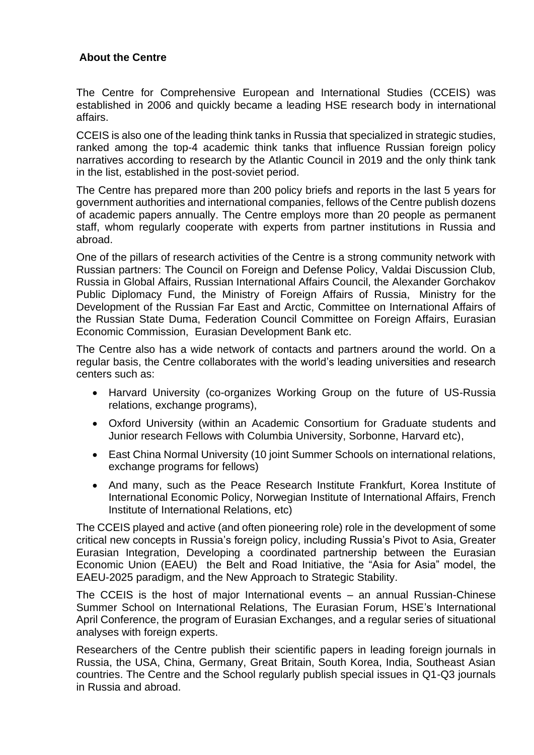**About the Centre**

The Centre for Comprehensive European and International Studies (CCEIS) was established in 2006 and quickly became a leading HSE research body in international affairs.

CCEIS is also one of the leading think tanks in Russia that specialized in strategic studies, ranked among the top-4 academic think tanks that influence Russian foreign policy narratives according to research by the Atlantic Council in 2019 and the only think tank in the list, established in the post-soviet period.

The Centre has prepared more than 200 policy briefs and reports in the last 5 years for government authorities and international companies, fellows of the Centre publish dozens of academic papers annually. The Centre employs more than 20 people as permanent staff, whom regularly cooperate with experts from partner institutions in Russia and abroad.

One of the pillars of research activities of the Centre is a strong community network with Russian partners: The Council on Foreign and Defense Policy, Valdai Discussion Club, Russia in Global Affairs, Russian International Affairs Council, the Alexander Gorchakov Public Diplomacy Fund, the Ministry of Foreign Affairs of Russia, Ministry for the Development of the Russian Far East and Arctic, Committee on International Affairs of the Russian State Duma, Federation Council Committee on Foreign Affairs, Eurasian Economic Commission, Eurasian Development Bank etc.

The Centre also has a wide network of contacts and partners around the world. On a regular basis, the Centre collaborates with the world's leading universities and research centers such as:

- Harvard University (co-organizes Working Group on the future of US-Russia relations, exchange programs),
- Oxford University (within an Academic Consortium for Graduate students and Junior research Fellows with Columbia University, Sorbonne, Harvard etc),
- East China Normal University (10 joint Summer Schools on international relations, exchange programs for fellows)
- And many, such as the Peace Research Institute Frankfurt, Korea Institute of International Economic Policy, Norwegian Institute of International Affairs, French Institute of International Relations, etc)

The CCEIS played and active (and often pioneering role) role in the development of some critical new concepts in Russia's foreign policy, including Russia's Pivot to Asia, Greater Eurasian Integration, Developing a coordinated partnership between the Eurasian Economic Union (EAEU) the Belt and Road Initiative, the "Asia for Asia" model, the EAEU-2025 paradigm, and the New Approach to Strategic Stability.

The CCEIS is the host of major International events – an annual Russian-Chinese Summer School on International Relations, The Eurasian Forum, HSE's International April Conference, the program of Eurasian Exchanges, and a regular series of situational analyses with foreign experts.

Researchers of the Centre publish their scientific papers in leading foreign journals in Russia, the USA, China, Germany, Great Britain, South Korea, India, Southeast Asian countries. The Centre and the School regularly publish special issues in Q1-Q3 journals in Russia and abroad.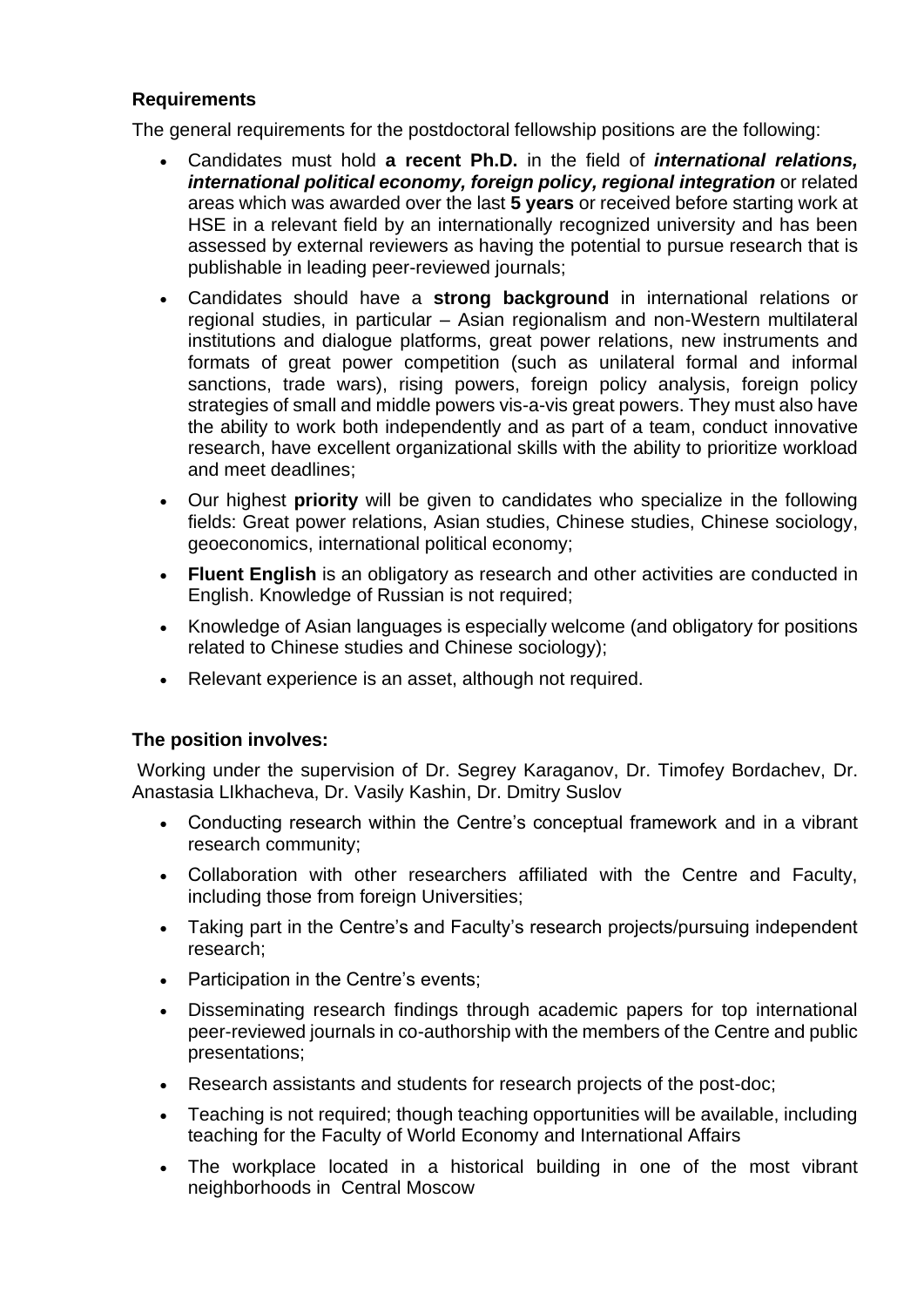**Requirements**

The general requirements for the postdoctoral fellowship positions are the following:

- Candidates must hold **a recent Ph.D.** in the field of ***international relations, international political economy, foreign policy, regional integration*** or related areas which was awarded over the last **5 years** or received before starting work at HSE in a relevant field by an internationally recognized university and has been assessed by external reviewers as having the potential to pursue research that is publishable in leading peer-reviewed journals;
- Candidates should have a **strong background** in international relations or regional studies, in particular – Asian regionalism and non-Western multilateral institutions and dialogue platforms, great power relations, new instruments and formats of great power competition (such as unilateral formal and informal sanctions, trade wars), rising powers, foreign policy analysis, foreign policy strategies of small and middle powers vis-a-vis great powers. They must also have the ability to work both independently and as part of a team, conduct innovative research, have excellent organizational skills with the ability to prioritize workload and meet deadlines;
- Our highest **priority** will be given to candidates who specialize in the following fields: Great power relations, Asian studies, Chinese studies, Chinese sociology, geoeconomics, international political economy;
- **Fluent English** is an obligatory as research and other activities are conducted in English. Knowledge of Russian is not required;
- Knowledge of Asian languages is especially welcome (and obligatory for positions related to Chinese studies and Chinese sociology);
- Relevant experience is an asset, although not required.

**The position involves:**

Working under the supervision of Dr. Segrey Karaganov, Dr. Timofey Bordachev, Dr. Anastasia LIkhacheva, Dr. Vasily Kashin, Dr. Dmitry Suslov

- Conducting research within the Centre's conceptual framework and in a vibrant research community;
- Collaboration with other researchers affiliated with the Centre and Faculty, including those from foreign Universities;
- Taking part in the Centre's and Faculty's research projects/pursuing independent research;
- Participation in the Centre's events;
- Disseminating research findings through academic papers for top international peer-reviewed journals in co-authorship with the members of the Centre and public presentations;
- Research assistants and students for research projects of the post-doc;
- Teaching is not required; though teaching opportunities will be available, including teaching for the Faculty of World Economy and International Affairs
- The workplace located in a historical building in one of the most vibrant neighborhoods in Central Moscow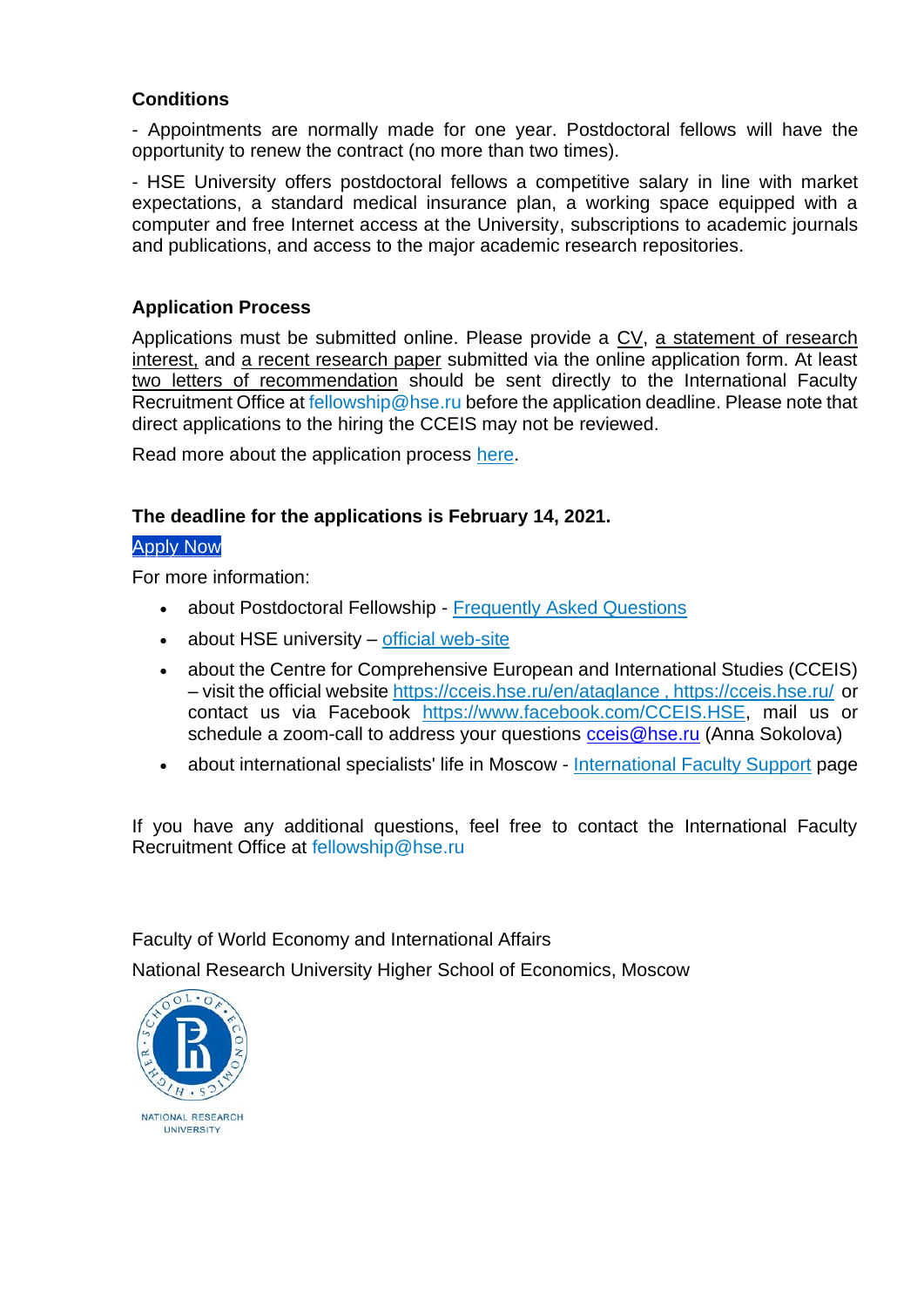**Conditions**

- Appointments are normally made for one year. Postdoctoral fellows will have the opportunity to renew the contract (no more than two times).

- HSE University offers postdoctoral fellows a competitive salary in line with market expectations, a standard medical insurance plan, a working space equipped with a computer and free Internet access at the University, subscriptions to academic journals and publications, and access to the major academic research repositories.

**Application Process**

Applications must be submitted online. Please provide a CV, a statement of research interest, and a recent research paper submitted via the online application form. At least two letters of recommendation should be sent directly to the International Faculty Recruitment Office at fellowship@hse.ru before the application deadline. Please note that direct applications to the hiring the CCEIS may not be reviewed.

Read more about the application process here.

**The deadline for the applications is February 14, 2021.**

Apply Now

For more information:

- about Postdoctoral Fellowship - Frequently Asked Questions
- about HSE university – official web-site
- about the Centre for Comprehensive European and International Studies (CCEIS) – visit the official website https://cceis.hse.ru/en/ataglance , https://cceis.hse.ru/ or contact us via Facebook https://www.facebook.com/CCEIS.HSE, mail us or schedule a zoom-call to address your questions cceis@hse.ru (Anna Sokolova)
- about international specialists' life in Moscow - International Faculty Support page

If you have any additional questions, feel free to contact the International Faculty Recruitment Office at fellowship@hse.ru

Faculty of World Economy and International Affairs

National Research University Higher School of Economics, Moscow

NATIONAL RESEARCH UNIVERSITY